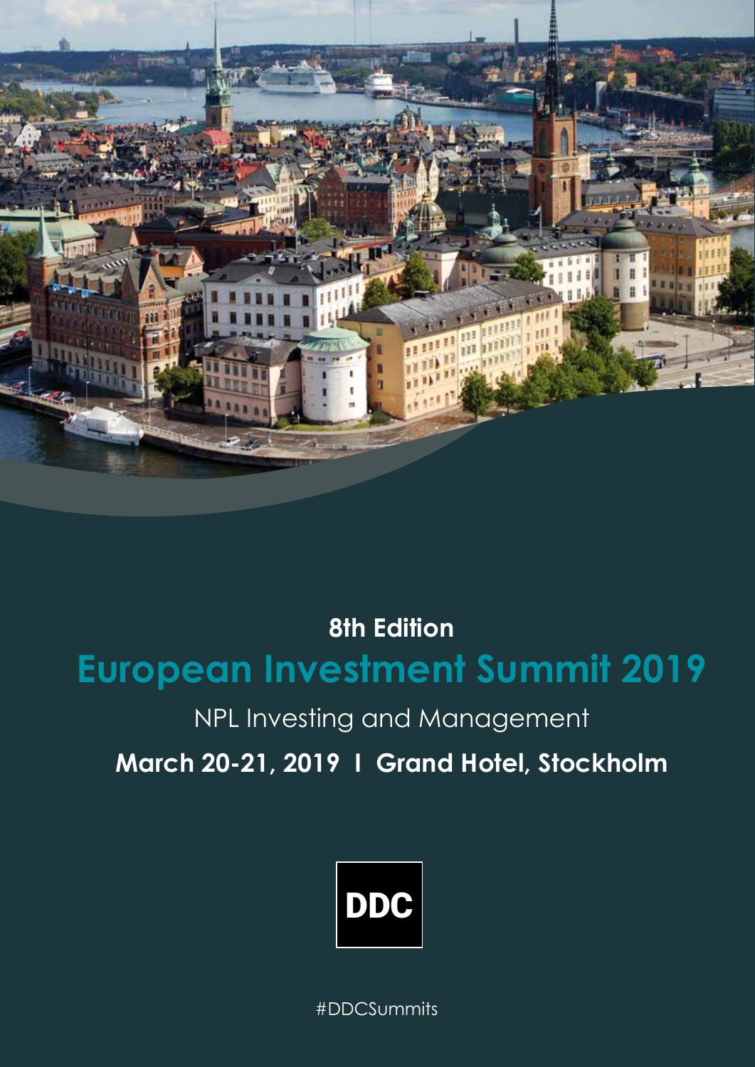**8th Edition**

# European Investment Summit 2019

NPL Investing and Management

**March 20-21, 2019 I Grand Hotel, Stockholm**

DDC

#DDCSummits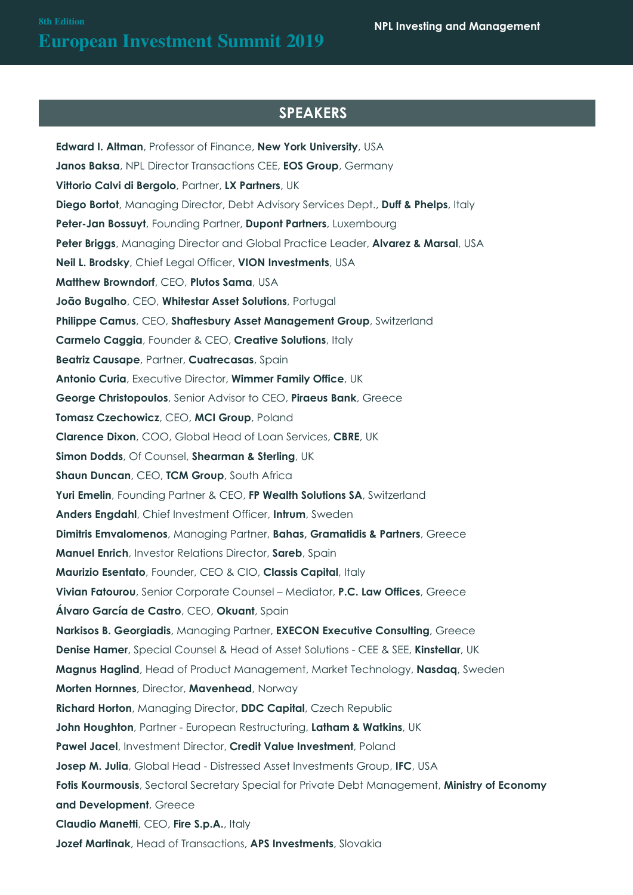## SPEAKERS

**Edward I. Altman**, Professor of Finance, **New York University**, USA

**Janos Baksa**, NPL Director Transactions CEE, **EOS Group**, Germany

**Vittorio Calvi di Bergolo**, Partner, **LX Partners**, UK

**Diego Bortot**, Managing Director, Debt Advisory Services Dept., **Duff & Phelps**, Italy

**Peter-Jan Bossuyt**, Founding Partner, **Dupont Partners**, Luxembourg

**Peter Briggs**, Managing Director and Global Practice Leader, **Alvarez & Marsal**, USA

**Neil L. Brodsky**, Chief Legal Officer, **VION Investments**, USA

**Matthew Browndorf**, CEO, **Plutos Sama**, USA

**João Bugalho**, CEO, **Whitestar Asset Solutions**, Portugal

**Philippe Camus**, CEO, **Shaftesbury Asset Management Group**, Switzerland

**Carmelo Caggia**, Founder & CEO, **Creative Solutions**, Italy

**Beatriz Causape**, Partner, **Cuatrecasas**, Spain

**Antonio Curia**, Executive Director, **Wimmer Family Office**, UK

**George Christopoulos**, Senior Advisor to CEO, **Piraeus Bank**, Greece

**Tomasz Czechowicz**, CEO, **MCI Group**, Poland

**Clarence Dixon**, COO, Global Head of Loan Services, **CBRE**, UK

**Simon Dodds**, Of Counsel, **Shearman & Sterling**, UK

**Shaun Duncan**, CEO, **TCM Group**, South Africa

**Yuri Emelin**, Founding Partner & CEO, **FP Wealth Solutions SA**, Switzerland

**Anders Engdahl**, Chief Investment Officer, **Intrum**, Sweden

**Dimitris Emvalomenos**, Managing Partner, **Bahas, Gramatidis & Partners**, Greece

**Manuel Enrich**, Investor Relations Director, **Sareb**, Spain

**Maurizio Esentato**, Founder, CEO & CIO, **Classis Capital**, Italy

**Vivian Fatourou**, Senior Corporate Counsel – Mediator, **P.C. Law Offices**, Greece

**Álvaro García de Castro**, CEO, **Okuant**, Spain

**Narkisos B. Georgiadis**, Managing Partner, **EXECON Executive Consulting**, Greece

**Denise Hamer**, Special Counsel & Head of Asset Solutions - CEE & SEE, **Kinstellar**, UK

**Magnus Haglind**, Head of Product Management, Market Technology, **Nasdaq**, Sweden

**Morten Hornnes**, Director, **Mavenhead**, Norway

**Richard Horton**, Managing Director, **DDC Capital**, Czech Republic

**John Houghton**, Partner - European Restructuring, **Latham & Watkins**, UK

**Pawel Jacel**, Investment Director, **Credit Value Investment**, Poland

**Josep M. Julia**, Global Head - Distressed Asset Investments Group, **IFC**, USA

**Fotis Kourmousis**, Sectoral Secretary Special for Private Debt Management, **Ministry of Economy and Development**, Greece

**Claudio Manetti**, CEO, **Fire S.p.A.**, Italy

**Jozef Martinak**, Head of Transactions, **APS Investments**, Slovakia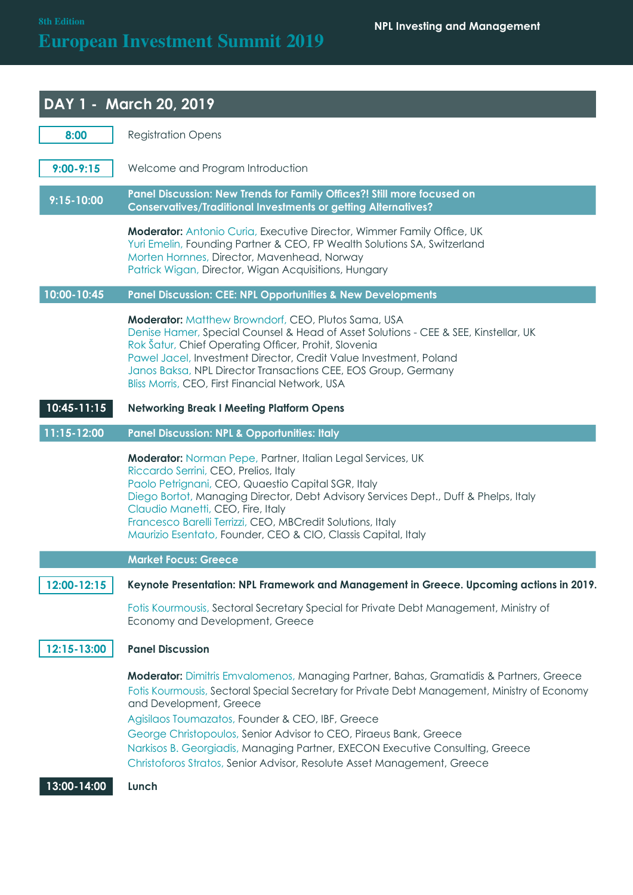## DAY 1 - March 20, 2019

**8:00** Registration Opens

**9:00-9:15** Welcome and Program Introduction

**9:15-10:00** **Panel Discussion: New Trends for Family Offices?! Still more focused on Conservatives/Traditional Investments or getting Alternatives?**

**Moderator:** Antonio Curia, Executive Director, Wimmer Family Office, UK
Yuri Emelin, Founding Partner & CEO, FP Wealth Solutions SA, Switzerland
Morten Hornnes, Director, Mavenhead, Norway
Patrick Wigan, Director, Wigan Acquisitions, Hungary

**10:00-10:45** **Panel Discussion: CEE: NPL Opportunities & New Developments**

**Moderator:** Matthew Browndorf, CEO, Plutos Sama, USA
Denise Hamer, Special Counsel & Head of Asset Solutions - CEE & SEE, Kinstellar, UK
Rok Šatur, Chief Operating Officer, Prohit, Slovenia
Pawel Jacel, Investment Director, Credit Value Investment, Poland
Janos Baksa, NPL Director Transactions CEE, EOS Group, Germany
Bliss Morris, CEO, First Financial Network, USA

**10:45-11:15** **Networking Break I Meeting Platform Opens**

**11:15-12:00** **Panel Discussion: NPL & Opportunities: Italy**

**Moderator:** Norman Pepe, Partner, Italian Legal Services, UK
Riccardo Serrini, CEO, Prelios, Italy
Paolo Petrignani, CEO, Quaestio Capital SGR, Italy
Diego Bortot, Managing Director, Debt Advisory Services Dept., Duff & Phelps, Italy
Claudio Manetti, CEO, Fire, Italy
Francesco Barelli Terrizzi, CEO, MBCredit Solutions, Italy
Maurizio Esentato, Founder, CEO & CIO, Classis Capital, Italy

### Market Focus: Greece

**12:00-12:15** **Keynote Presentation: NPL Framework and Management in Greece. Upcoming actions in 2019.**

Fotis Kourmousis, Sectoral Secretary Special for Private Debt Management, Ministry of Economy and Development, Greece

**12:15-13:00** **Panel Discussion**

**Moderator:** Dimitris Emvalomenos, Managing Partner, Bahas, Gramatidis & Partners, Greece
Fotis Kourmousis, Sectoral Special Secretary for Private Debt Management, Ministry of Economy and Development, Greece
Agisilaos Toumazatos, Founder & CEO, IBF, Greece
George Christopoulos, Senior Advisor to CEO, Piraeus Bank, Greece
Narkisos B. Georgiadis, Managing Partner, EXECON Executive Consulting, Greece
Christoforos Stratos, Senior Advisor, Resolute Asset Management, Greece

**13:00-14:00** **Lunch**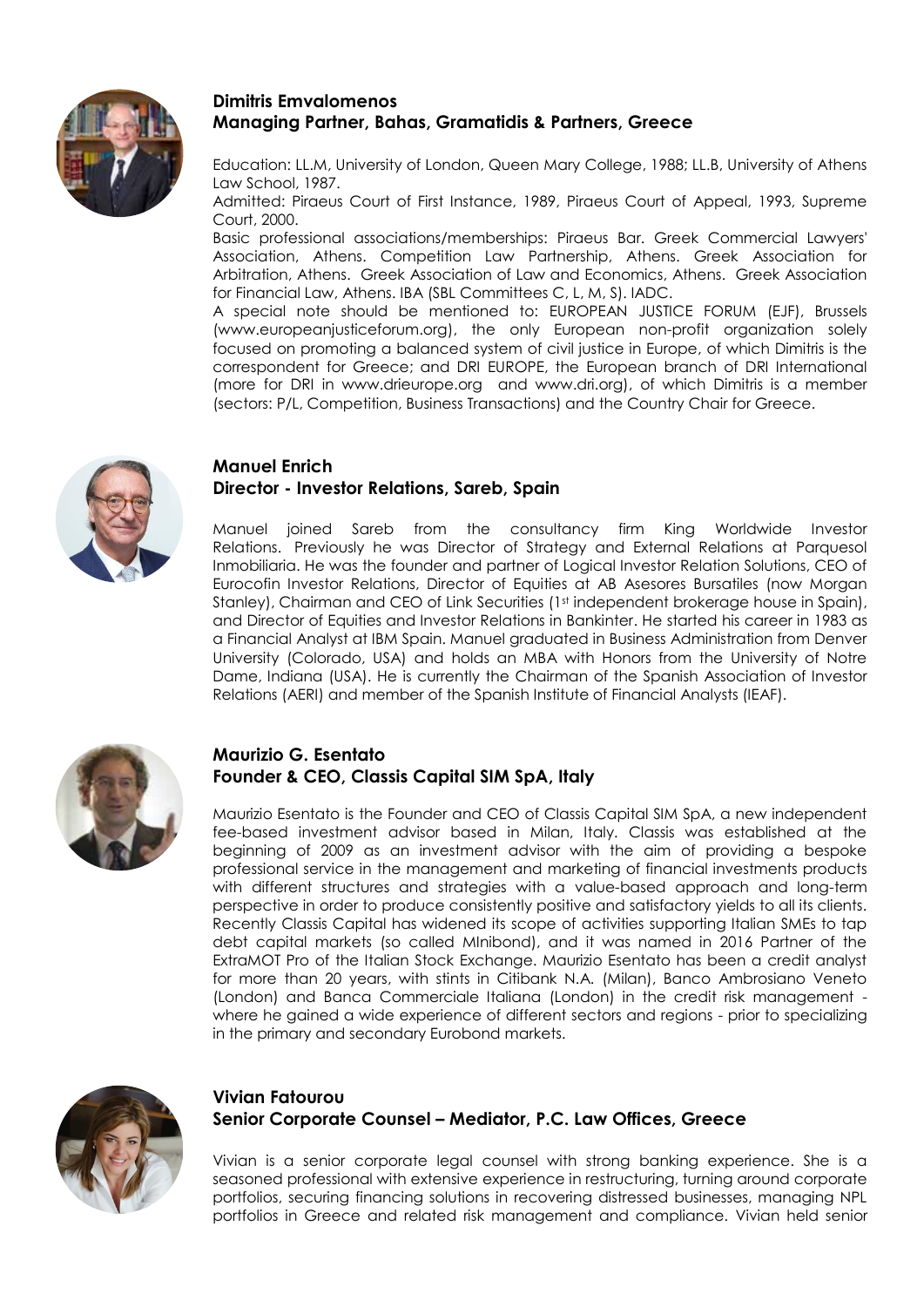### Dimitris Emvalomenos
### Managing Partner, Bahas, Gramatidis & Partners, Greece

Education: LL.M, University of London, Queen Mary College, 1988; LL.B, University of Athens Law School, 1987.
Admitted: Piraeus Court of First Instance, 1989, Piraeus Court of Appeal, 1993, Supreme Court, 2000.
Basic professional associations/memberships: Piraeus Bar. Greek Commercial Lawyers' Association, Athens. Competition Law Partnership, Athens. Greek Association for Arbitration, Athens. Greek Association of Law and Economics, Athens. Greek Association for Financial Law, Athens. IBA (SBL Committees C, L, M, S). IADC.
A special note should be mentioned to: EUROPEAN JUSTICE FORUM (EJF), Brussels (www.europeanjusticeforum.org), the only European non-profit organization solely focused on promoting a balanced system of civil justice in Europe, of which Dimitris is the correspondent for Greece; and DRI EUROPE, the European branch of DRI International (more for DRI in www.drieurope.org and www.dri.org), of which Dimitris is a member (sectors: P/L, Competition, Business Transactions) and the Country Chair for Greece.

### Manuel Enrich
### Director - Investor Relations, Sareb, Spain

Manuel joined Sareb from the consultancy firm King Worldwide Investor Relations. Previously he was Director of Strategy and External Relations at Parquesol Inmobiliaria. He was the founder and partner of Logical Investor Relation Solutions, CEO of Eurocofin Investor Relations, Director of Equities at AB Asesores Bursatiles (now Morgan Stanley), Chairman and CEO of Link Securities (1st independent brokerage house in Spain), and Director of Equities and Investor Relations in Bankinter. He started his career in 1983 as a Financial Analyst at IBM Spain. Manuel graduated in Business Administration from Denver University (Colorado, USA) and holds an MBA with Honors from the University of Notre Dame, Indiana (USA). He is currently the Chairman of the Spanish Association of Investor Relations (AERI) and member of the Spanish Institute of Financial Analysts (IEAF).

### Maurizio G. Esentato
### Founder & CEO, Classis Capital SIM SpA, Italy

Maurizio Esentato is the Founder and CEO of Classis Capital SIM SpA, a new independent fee-based investment advisor based in Milan, Italy. Classis was established at the beginning of 2009 as an investment advisor with the aim of providing a bespoke professional service in the management and marketing of financial investments products with different structures and strategies with a value-based approach and long-term perspective in order to produce consistently positive and satisfactory yields to all its clients. Recently Classis Capital has widened its scope of activities supporting Italian SMEs to tap debt capital markets (so called MInibond), and it was named in 2016 Partner of the ExtraMOT Pro of the Italian Stock Exchange. Maurizio Esentato has been a credit analyst for more than 20 years, with stints in Citibank N.A. (Milan), Banco Ambrosiano Veneto (London) and Banca Commerciale Italiana (London) in the credit risk management - where he gained a wide experience of different sectors and regions - prior to specializing in the primary and secondary Eurobond markets.

### Vivian Fatourou
### Senior Corporate Counsel – Mediator, P.C. Law Offices, Greece

Vivian is a senior corporate legal counsel with strong banking experience. She is a seasoned professional with extensive experience in restructuring, turning around corporate portfolios, securing financing solutions in recovering distressed businesses, managing NPL portfolios in Greece and related risk management and compliance. Vivian held senior